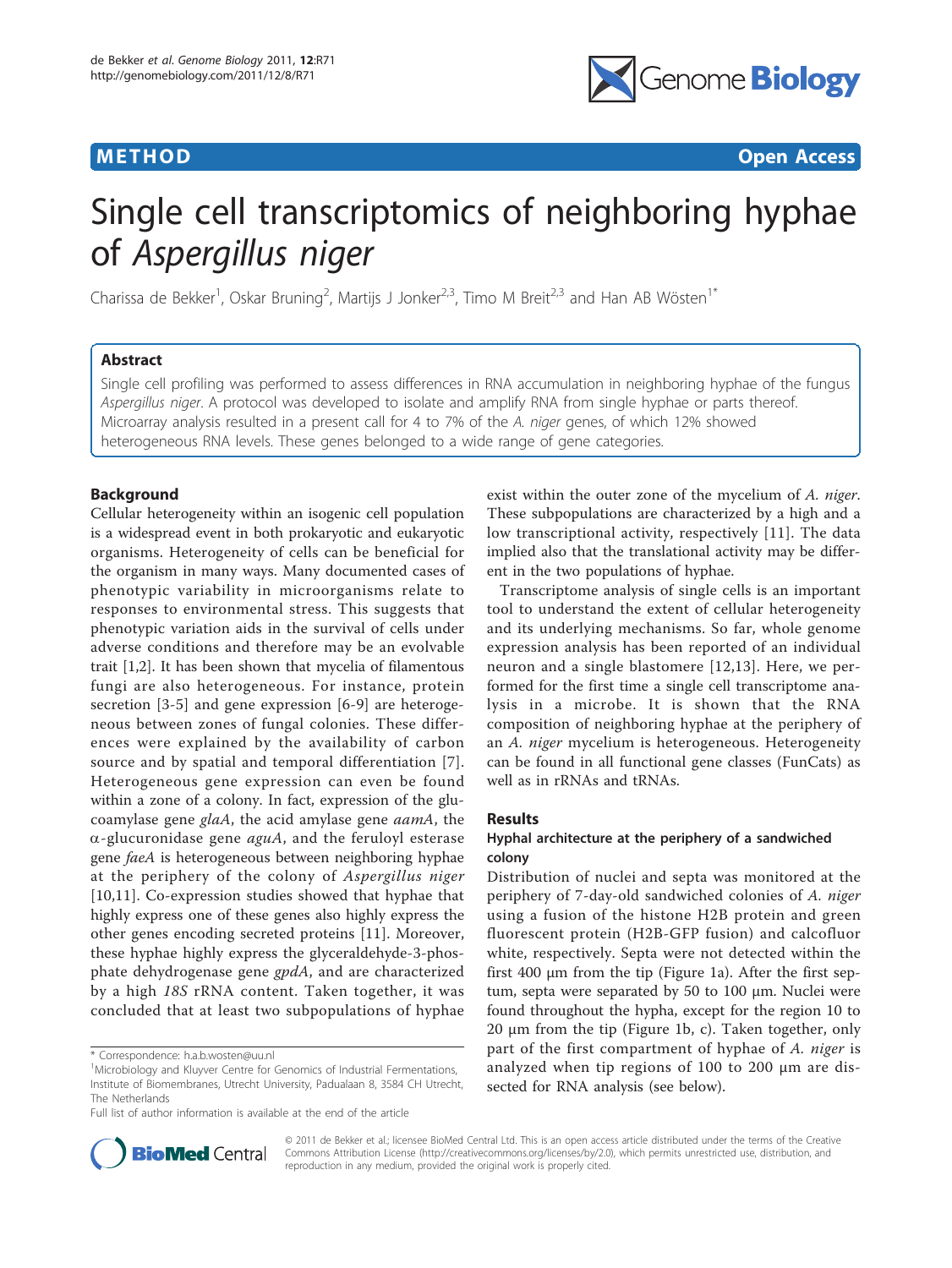METHOD Open Access

# Single cell transcriptomics of neighboring hyphae of *Aspergillus niger*

Charissa de Bekker[1], Oskar Bruning[2], Martijs J Jonker[2,3], Timo M Breit[2,3] and Han AB Wösten[1*]

## Abstract

Single cell profiling was performed to assess differences in RNA accumulation in neighboring hyphae of the fungus *Aspergillus niger*. A protocol was developed to isolate and amplify RNA from single hyphae or parts thereof. Microarray analysis resulted in a present call for 4 to 7% of the *A. niger* genes, of which 12% showed heterogeneous RNA levels. These genes belonged to a wide range of gene categories.

## Background

Cellular heterogeneity within an isogenic cell population is a widespread event in both prokaryotic and eukaryotic organisms. Heterogeneity of cells can be beneficial for the organism in many ways. Many documented cases of phenotypic variability in microorganisms relate to responses to environmental stress. This suggests that phenotypic variation aids in the survival of cells under adverse conditions and therefore may be an evolvable trait [1,2]. It has been shown that mycelia of filamentous fungi are also heterogeneous. For instance, protein secretion [3-5] and gene expression [6-9] are heterogeneous between zones of fungal colonies. These differences were explained by the availability of carbon source and by spatial and temporal differentiation [7]. Heterogeneous gene expression can even be found within a zone of a colony. In fact, expression of the glucoamylase gene *glaA*, the acid amylase gene *aamA*, the α-glucuronidase gene *aguA*, and the feruloyl esterase gene *faeA* is heterogeneous between neighboring hyphae at the periphery of the colony of *Aspergillus niger* [10,11]. Co-expression studies showed that hyphae that highly express one of these genes also highly express the other genes encoding secreted proteins [11]. Moreover, these hyphae highly express the glyceraldehyde-3-phosphate dehydrogenase gene *gpdA*, and are characterized by a high *18S* rRNA content. Taken together, it was concluded that at least two subpopulations of hyphae exist within the outer zone of the mycelium of *A. niger*. These subpopulations are characterized by a high and a low transcriptional activity, respectively [11]. The data implied also that the translational activity may be different in the two populations of hyphae.

Transcriptome analysis of single cells is an important tool to understand the extent of cellular heterogeneity and its underlying mechanisms. So far, whole genome expression analysis has been reported of an individual neuron and a single blastomere [12,13]. Here, we performed for the first time a single cell transcriptome analysis in a microbe. It is shown that the RNA composition of neighboring hyphae at the periphery of an *A. niger* mycelium is heterogeneous. Heterogeneity can be found in all functional gene classes (FunCats) as well as in rRNAs and tRNAs.

## Results

### Hyphal architecture at the periphery of a sandwiched colony

Distribution of nuclei and septa was monitored at the periphery of 7-day-old sandwiched colonies of *A. niger* using a fusion of the histone H2B protein and green fluorescent protein (H2B-GFP fusion) and calcofluor white, respectively. Septa were not detected within the first 400 μm from the tip (Figure 1a). After the first septum, septa were separated by 50 to 100 μm. Nuclei were found throughout the hypha, except for the region 10 to 20 μm from the tip (Figure 1b, c). Taken together, only part of the first compartment of hyphae of *A. niger* is analyzed when tip regions of 100 to 200 μm are dissected for RNA analysis (see below).

\* Correspondence: h.a.b.wosten@uu.nl
[1]Microbiology and Kluyver Centre for Genomics of Industrial Fermentations, Institute of Biomembranes, Utrecht University, Padualaan 8, 3584 CH Utrecht, The Netherlands
Full list of author information is available at the end of the article

© 2011 de Bekker et al.; licensee BioMed Central Ltd. This is an open access article distributed under the terms of the Creative Commons Attribution License (http://creativecommons.org/licenses/by/2.0), which permits unrestricted use, distribution, and reproduction in any medium, provided the original work is properly cited.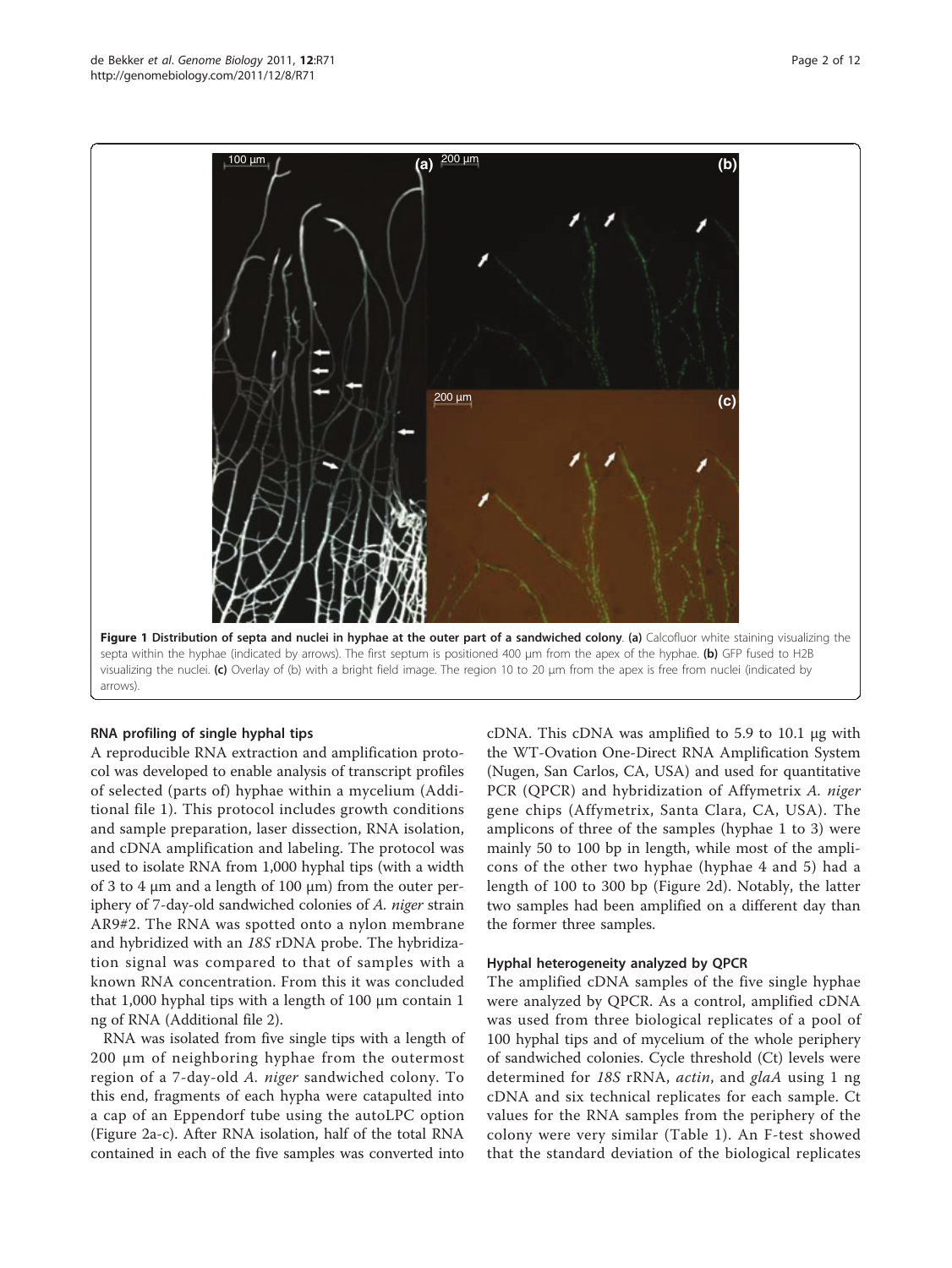**Figure 1 Distribution of septa and nuclei in hyphae at the outer part of a sandwiched colony**. **(a)** Calcofluor white staining visualizing the septa within the hyphae (indicated by arrows). The first septum is positioned 400 μm from the apex of the hyphae. **(b)** GFP fused to H2B visualizing the nuclei. **(c)** Overlay of (b) with a bright field image. The region 10 to 20 μm from the apex is free from nuclei (indicated by arrows).

### RNA profiling of single hyphal tips

A reproducible RNA extraction and amplification protocol was developed to enable analysis of transcript profiles of selected (parts of) hyphae within a mycelium (Additional file 1). This protocol includes growth conditions and sample preparation, laser dissection, RNA isolation, and cDNA amplification and labeling. The protocol was used to isolate RNA from 1,000 hyphal tips (with a width of 3 to 4 μm and a length of 100 μm) from the outer periphery of 7-day-old sandwiched colonies of *A. niger* strain AR9#2. The RNA was spotted onto a nylon membrane and hybridized with an *18S* rDNA probe. The hybridization signal was compared to that of samples with a known RNA concentration. From this it was concluded that 1,000 hyphal tips with a length of 100 μm contain 1 ng of RNA (Additional file 2).

RNA was isolated from five single tips with a length of 200 μm of neighboring hyphae from the outermost region of a 7-day-old *A. niger* sandwiched colony. To this end, fragments of each hypha were catapulted into a cap of an Eppendorf tube using the autoLPC option (Figure 2a-c). After RNA isolation, half of the total RNA contained in each of the five samples was converted into cDNA. This cDNA was amplified to 5.9 to 10.1 μg with the WT-Ovation One-Direct RNA Amplification System (Nugen, San Carlos, CA, USA) and used for quantitative PCR (QPCR) and hybridization of Affymetrix *A. niger* gene chips (Affymetrix, Santa Clara, CA, USA). The amplicons of three of the samples (hyphae 1 to 3) were mainly 50 to 100 bp in length, while most of the amplicons of the other two hyphae (hyphae 4 and 5) had a length of 100 to 300 bp (Figure 2d). Notably, the latter two samples had been amplified on a different day than the former three samples.

### Hyphal heterogeneity analyzed by QPCR

The amplified cDNA samples of the five single hyphae were analyzed by QPCR. As a control, amplified cDNA was used from three biological replicates of a pool of 100 hyphal tips and of mycelium of the whole periphery of sandwiched colonies. Cycle threshold (Ct) levels were determined for *18S* rRNA, *actin*, and *glaA* using 1 ng cDNA and six technical replicates for each sample. Ct values for the RNA samples from the periphery of the colony were very similar (Table 1). An F-test showed that the standard deviation of the biological replicates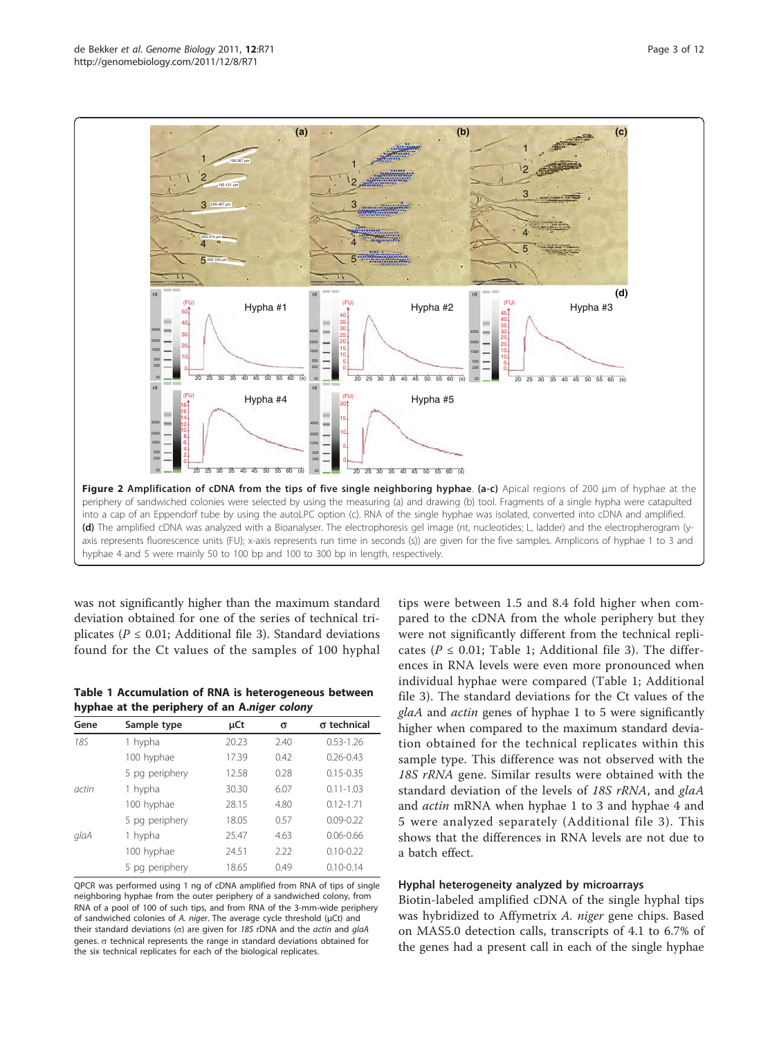**Figure 2 Amplification of cDNA from the tips of five single neighboring hyphae**. **(a-c)** Apical regions of 200 µm of hyphae at the periphery of sandwiched colonies were selected by using the measuring (a) and drawing (b) tool. Fragments of a single hypha were catapulted into a cap of an Eppendorf tube by using the autoLPC option (c). RNA of the single hyphae was isolated, converted into cDNA and amplified. **(d)** The amplified cDNA was analyzed with a Bioanalyser. The electrophoresis gel image (nt, nucleotides; L, ladder) and the electropherogram (y-axis represents fluorescence units (FU); x-axis represents run time in seconds (s)) are given for the five samples. Amplicons of hyphae 1 to 3 and hyphae 4 and 5 were mainly 50 to 100 bp and 100 to 300 bp in length, respectively.

was not significantly higher than the maximum standard deviation obtained for one of the series of technical triplicates ($P \leq 0.01$; Additional file 3). Standard deviations found for the Ct values of the samples of 100 hyphal tips were between 1.5 and 8.4 fold higher when compared to the cDNA from the whole periphery but they were not significantly different from the technical replicates ($P \leq 0.01$; Table 1; Additional file 3). The differences in RNA levels were even more pronounced when individual hyphae were compared (Table 1; Additional file 3). The standard deviations for the Ct values of the *glaA* and *actin* genes of hyphae 1 to 5 were significantly higher when compared to the maximum standard deviation obtained for the technical replicates within this sample type. This difference was not observed with the *18S rRNA* gene. Similar results were obtained with the standard deviation of the levels of *18S rRNA*, and *glaA* and *actin* mRNA when hyphae 1 to 3 and hyphae 4 and 5 were analyzed separately (Additional file 3). This shows that the differences in RNA levels are not due to a batch effect.

**Table 1 Accumulation of RNA is heterogeneous between hyphae at the periphery of an *A.niger* colony**

| Gene | Sample type | µCt | σ | σ technical |
|---|---|---|---|---|
| *18S* | 1 hypha | 20.23 | 2.40 | 0.53-1.26 |
| | 100 hyphae | 17.39 | 0.42 | 0.26-0.43 |
| | 5 pg periphery | 12.58 | 0.28 | 0.15-0.35 |
| *actin* | 1 hypha | 30.30 | 6.07 | 0.11-1.03 |
| | 100 hyphae | 28.15 | 4.80 | 0.12-1.71 |
| | 5 pg periphery | 18.05 | 0.57 | 0.09-0.22 |
| *glaA* | 1 hypha | 25.47 | 4.63 | 0.06-0.66 |
| | 100 hyphae | 24.51 | 2.22 | 0.10-0.22 |
| | 5 pg periphery | 18.65 | 0.49 | 0.10-0.14 |

QPCR was performed using 1 ng of cDNA amplified from RNA of tips of single neighboring hyphae from the outer periphery of a sandwiched colony, from RNA of a pool of 100 of such tips, and from RNA of the 3-mm-wide periphery of sandwiched colonies of *A. niger*. The average cycle threshold (µCt) and their standard deviations (σ) are given for *18S* rDNA and the *actin* and *glaA* genes. σ technical represents the range in standard deviations obtained for the six technical replicates for each of the biological replicates.

### Hyphal heterogeneity analyzed by microarrays

Biotin-labeled amplified cDNA of the single hyphal tips was hybridized to Affymetrix *A. niger* gene chips. Based on MAS5.0 detection calls, transcripts of 4.1 to 6.7% of the genes had a present call in each of the single hyphae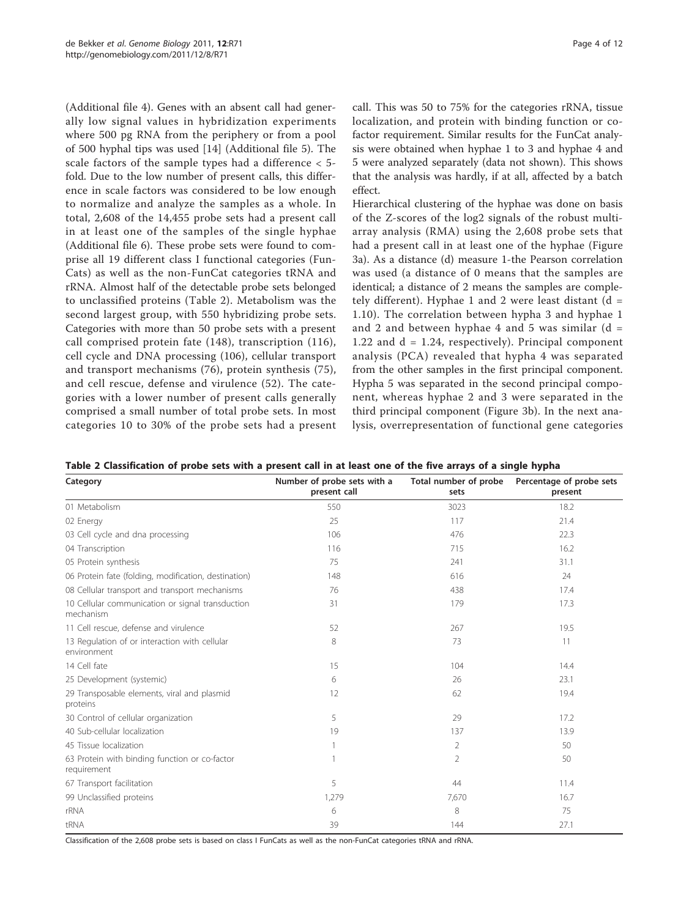(Additional file 4). Genes with an absent call had generally low signal values in hybridization experiments where 500 pg RNA from the periphery or from a pool of 500 hyphal tips was used [14] (Additional file 5). The scale factors of the sample types had a difference < 5-fold. Due to the low number of present calls, this difference in scale factors was considered to be low enough to normalize and analyze the samples as a whole. In total, 2,608 of the 14,455 probe sets had a present call in at least one of the samples of the single hyphae (Additional file 6). These probe sets were found to comprise all 19 different class I functional categories (FunCats) as well as the non-FunCat categories tRNA and rRNA. Almost half of the detectable probe sets belonged to unclassified proteins (Table 2). Metabolism was the second largest group, with 550 hybridizing probe sets. Categories with more than 50 probe sets with a present call comprised protein fate (148), transcription (116), cell cycle and DNA processing (106), cellular transport and transport mechanisms (76), protein synthesis (75), and cell rescue, defense and virulence (52). The categories with a lower number of present calls generally comprised a small number of total probe sets. In most categories 10 to 30% of the probe sets had a present call. This was 50 to 75% for the categories rRNA, tissue localization, and protein with binding function or co-factor requirement. Similar results for the FunCat analysis were obtained when hyphae 1 to 3 and hyphae 4 and 5 were analyzed separately (data not shown). This shows that the analysis was hardly, if at all, affected by a batch effect.

Hierarchical clustering of the hyphae was done on basis of the Z-scores of the log2 signals of the robust multi-array analysis (RMA) using the 2,608 probe sets that had a present call in at least one of the hyphae (Figure 3a). As a distance (d) measure 1-the Pearson correlation was used (a distance of 0 means that the samples are identical; a distance of 2 means the samples are completely different). Hyphae 1 and 2 were least distant ($d = 1.10$). The correlation between hypha 3 and hyphae 1 and 2 and between hyphae 4 and 5 was similar ($d = 1.22$ and $d = 1.24$, respectively). Principal component analysis (PCA) revealed that hypha 4 was separated from the other samples in the first principal component. Hypha 5 was separated in the second principal component, whereas hyphae 2 and 3 were separated in the third principal component (Figure 3b). In the next analysis, overrepresentation of functional gene categories

**Table 2 Classification of probe sets with a present call in at least one of the five arrays of a single hypha**

| Category | Number of probe sets with a present call | Total number of probe sets | Percentage of probe sets present |
|---|---|---|---|
| 01 Metabolism | 550 | 3023 | 18.2 |
| 02 Energy | 25 | 117 | 21.4 |
| 03 Cell cycle and dna processing | 106 | 476 | 22.3 |
| 04 Transcription | 116 | 715 | 16.2 |
| 05 Protein synthesis | 75 | 241 | 31.1 |
| 06 Protein fate (folding, modification, destination) | 148 | 616 | 24 |
| 08 Cellular transport and transport mechanisms | 76 | 438 | 17.4 |
| 10 Cellular communication or signal transduction mechanism | 31 | 179 | 17.3 |
| 11 Cell rescue, defense and virulence | 52 | 267 | 19.5 |
| 13 Regulation of or interaction with cellular environment | 8 | 73 | 11 |
| 14 Cell fate | 15 | 104 | 14.4 |
| 25 Development (systemic) | 6 | 26 | 23.1 |
| 29 Transposable elements, viral and plasmid proteins | 12 | 62 | 19.4 |
| 30 Control of cellular organization | 5 | 29 | 17.2 |
| 40 Sub-cellular localization | 19 | 137 | 13.9 |
| 45 Tissue localization | 1 | 2 | 50 |
| 63 Protein with binding function or co-factor requirement | 1 | 2 | 50 |
| 67 Transport facilitation | 5 | 44 | 11.4 |
| 99 Unclassified proteins | 1,279 | 7,670 | 16.7 |
| rRNA | 6 | 8 | 75 |
| tRNA | 39 | 144 | 27.1 |

Classification of the 2,608 probe sets is based on class I FunCats as well as the non-FunCat categories tRNA and rRNA.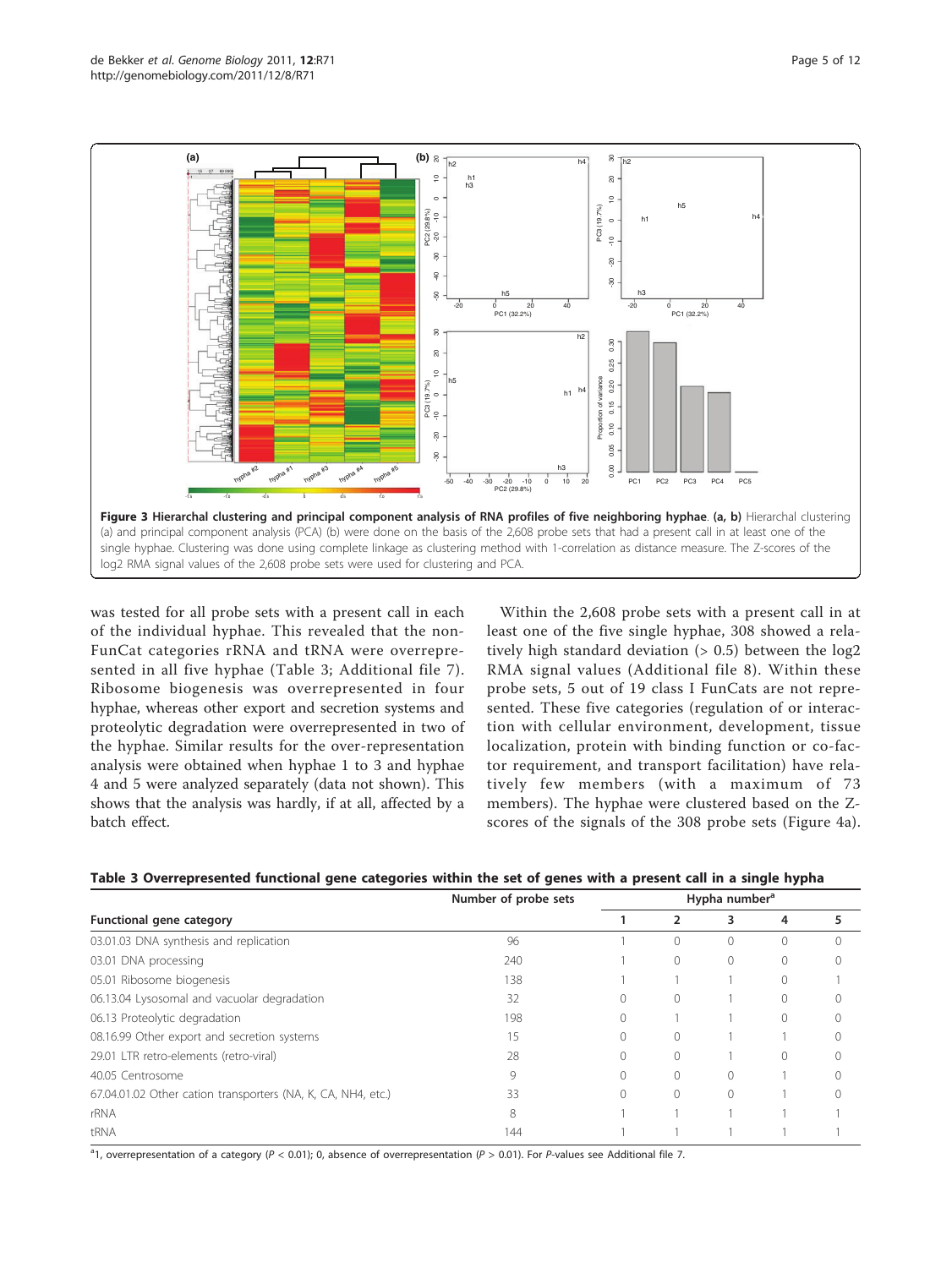**Figure 3 Hierarchal clustering and principal component analysis of RNA profiles of five neighboring hyphae. (a, b)** Hierarchal clustering (a) and principal component analysis (PCA) (b) were done on the basis of the 2,608 probe sets that had a present call in at least one of the single hyphae. Clustering was done using complete linkage as clustering method with 1-correlation as distance measure. The Z-scores of the log2 RMA signal values of the 2,608 probe sets were used for clustering and PCA.

was tested for all probe sets with a present call in each of the individual hyphae. This revealed that the non-FunCat categories rRNA and tRNA were overrepresented in all five hyphae (Table 3; Additional file 7). Ribosome biogenesis was overrepresented in four hyphae, whereas other export and secretion systems and proteolytic degradation were overrepresented in two of the hyphae. Similar results for the over-representation analysis were obtained when hyphae 1 to 3 and hyphae 4 and 5 were analyzed separately (data not shown). This shows that the analysis was hardly, if at all, affected by a batch effect.

Within the 2,608 probe sets with a present call in at least one of the five single hyphae, 308 showed a relatively high standard deviation (> 0.5) between the log2 RMA signal values (Additional file 8). Within these probe sets, 5 out of 19 class I FunCats are not represented. These five categories (regulation of or interaction with cellular environment, development, tissue localization, protein with binding function or co-factor requirement, and transport facilitation) have relatively few members (with a maximum of 73 members). The hyphae were clustered based on the Z-scores of the signals of the 308 probe sets (Figure 4a).

**Table 3 Overrepresented functional gene categories within the set of genes with a present call in a single hypha**

| Functional gene category | Number of probe sets | Hypha number[a] | | | | |
|---|---|---|---|---|---|---|
| | | 1 | 2 | 3 | 4 | 5 |
| 03.01.03 DNA synthesis and replication | 96 | 1 | 0 | 0 | 0 | 0 |
| 03.01 DNA processing | 240 | 1 | 0 | 0 | 0 | 0 |
| 05.01 Ribosome biogenesis | 138 | 1 | 1 | 1 | 0 | 1 |
| 06.13.04 Lysosomal and vacuolar degradation | 32 | 0 | 0 | 1 | 0 | 0 |
| 06.13 Proteolytic degradation | 198 | 0 | 1 | 1 | 0 | 0 |
| 08.16.99 Other export and secretion systems | 15 | 0 | 0 | 1 | 1 | 0 |
| 29.01 LTR retro-elements (retro-viral) | 28 | 0 | 0 | 1 | 0 | 0 |
| 40.05 Centrosome | 9 | 0 | 0 | 0 | 1 | 0 |
| 67.04.01.02 Other cation transporters (NA, K, CA, NH4, etc.) | 33 | 0 | 0 | 0 | 1 | 0 |
| rRNA | 8 | 1 | 1 | 1 | 1 | 1 |
| tRNA | 144 | 1 | 1 | 1 | 1 | 1 |

[a]1, overrepresentation of a category ($P < 0.01$); 0, absence of overrepresentation ($P > 0.01$). For *P*-values see Additional file 7.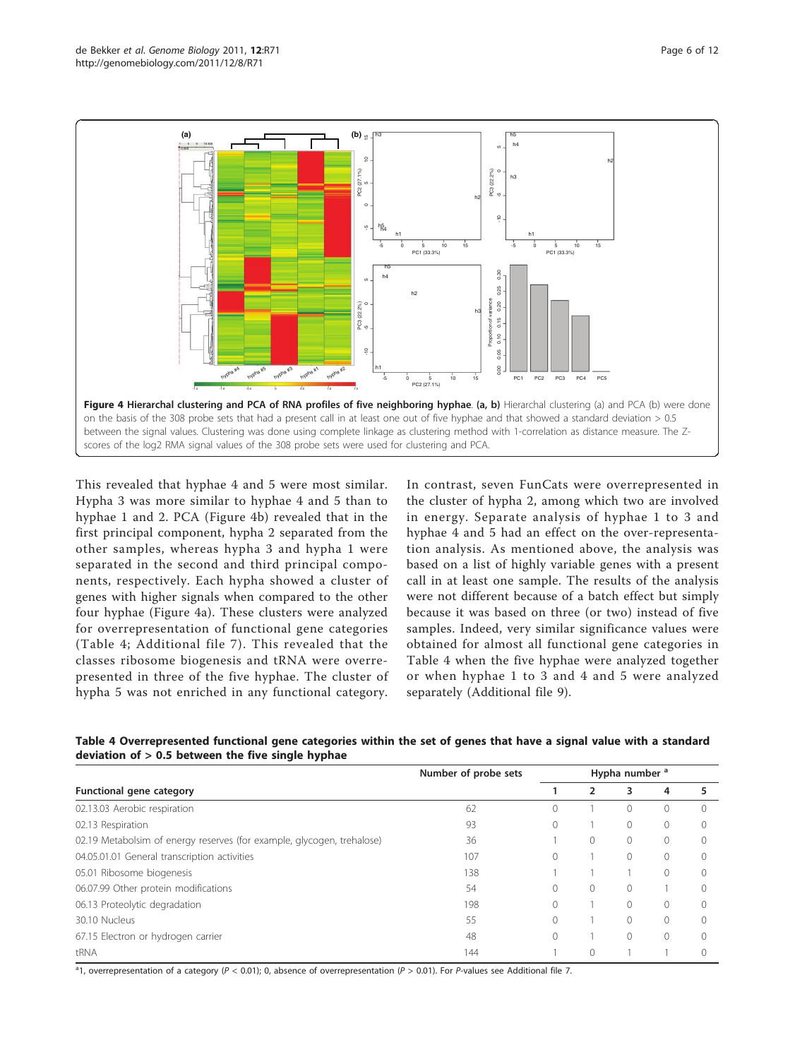**Figure 4 Hierarchal clustering and PCA of RNA profiles of five neighboring hyphae**. **(a, b)** Hierarchal clustering (a) and PCA (b) were done on the basis of the 308 probe sets that had a present call in at least one out of five hyphae and that showed a standard deviation > 0.5 between the signal values. Clustering was done using complete linkage as clustering method with 1-correlation as distance measure. The Z-scores of the log2 RMA signal values of the 308 probe sets were used for clustering and PCA.

This revealed that hyphae 4 and 5 were most similar. Hypha 3 was more similar to hyphae 4 and 5 than to hyphae 1 and 2. PCA (Figure 4b) revealed that in the first principal component, hypha 2 separated from the other samples, whereas hypha 3 and hypha 1 were separated in the second and third principal components, respectively. Each hypha showed a cluster of genes with higher signals when compared to the other four hyphae (Figure 4a). These clusters were analyzed for overrepresentation of functional gene categories (Table 4; Additional file 7). This revealed that the classes ribosome biogenesis and tRNA were overrepresented in three of the five hyphae. The cluster of hypha 5 was not enriched in any functional category. In contrast, seven FunCats were overrepresented in the cluster of hypha 2, among which two are involved in energy. Separate analysis of hyphae 1 to 3 and hyphae 4 and 5 had an effect on the over-representation analysis. As mentioned above, the analysis was based on a list of highly variable genes with a present call in at least one sample. The results of the analysis were not different because of a batch effect but simply because it was based on three (or two) instead of five samples. Indeed, very similar significance values were obtained for almost all functional gene categories in Table 4 when the five hyphae were analyzed together or when hyphae 1 to 3 and 4 and 5 were analyzed separately (Additional file 9).

**Table 4 Overrepresented functional gene categories within the set of genes that have a signal value with a standard deviation of > 0.5 between the five single hyphae**

| Functional gene category | Number of probe sets | Hypha number [a] | | | | |
|---|---|---|---|---|---|---|
| | | 1 | 2 | 3 | 4 | 5 |
| 02.13.03 Aerobic respiration | 62 | 0 | 1 | 0 | 0 | 0 |
| 02.13 Respiration | 93 | 0 | 1 | 0 | 0 | 0 |
| 02.19 Metabolsim of energy reserves (for example, glycogen, trehalose) | 36 | 1 | 0 | 0 | 0 | 0 |
| 04.05.01.01 General transcription activities | 107 | 0 | 1 | 0 | 0 | 0 |
| 05.01 Ribosome biogenesis | 138 | 1 | 1 | 1 | 0 | 0 |
| 06.07.99 Other protein modifications | 54 | 0 | 0 | 0 | 1 | 0 |
| 06.13 Proteolytic degradation | 198 | 0 | 1 | 0 | 0 | 0 |
| 30.10 Nucleus | 55 | 0 | 1 | 0 | 0 | 0 |
| 67.15 Electron or hydrogen carrier | 48 | 0 | 1 | 0 | 0 | 0 |
| tRNA | 144 | 1 | 0 | 1 | 1 | 0 |

[a]1, overrepresentation of a category ($P < 0.01$); 0, absence of overrepresentation ($P > 0.01$). For *P*-values see Additional file 7.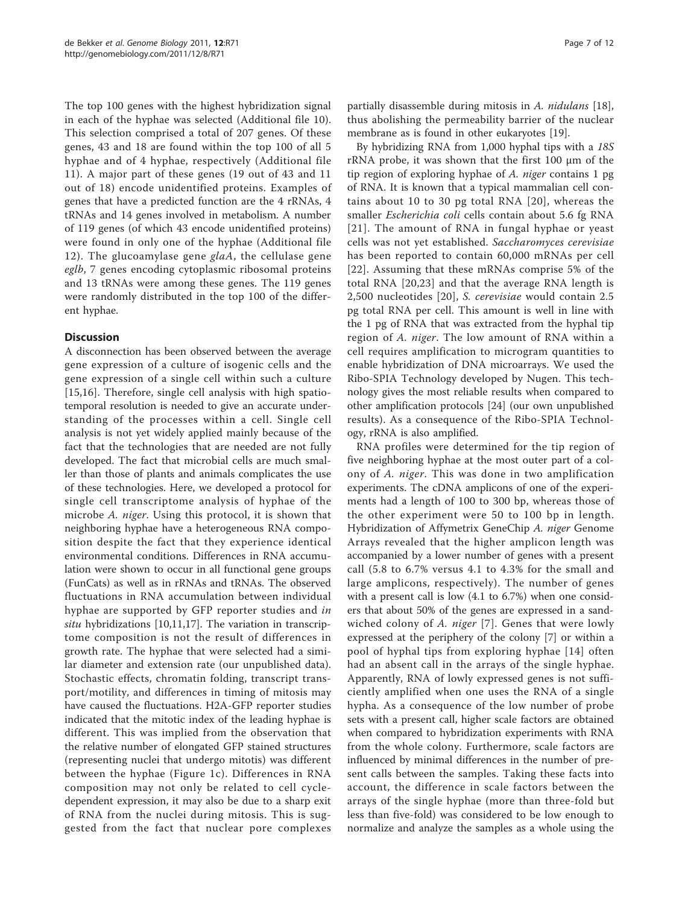The top 100 genes with the highest hybridization signal in each of the hyphae was selected (Additional file 10). This selection comprised a total of 207 genes. Of these genes, 43 and 18 are found within the top 100 of all 5 hyphae and of 4 hyphae, respectively (Additional file 11). A major part of these genes (19 out of 43 and 11 out of 18) encode unidentified proteins. Examples of genes that have a predicted function are the 4 rRNAs, 4 tRNAs and 14 genes involved in metabolism. A number of 119 genes (of which 43 encode unidentified proteins) were found in only one of the hyphae (Additional file 12). The glucoamylase gene *glaA*, the cellulase gene *eglb*, 7 genes encoding cytoplasmic ribosomal proteins and 13 tRNAs were among these genes. The 119 genes were randomly distributed in the top 100 of the different hyphae.

## Discussion

A disconnection has been observed between the average gene expression of a culture of isogenic cells and the gene expression of a single cell within such a culture [15,16]. Therefore, single cell analysis with high spatio-temporal resolution is needed to give an accurate understanding of the processes within a cell. Single cell analysis is not yet widely applied mainly because of the fact that the technologies that are needed are not fully developed. The fact that microbial cells are much smaller than those of plants and animals complicates the use of these technologies. Here, we developed a protocol for single cell transcriptome analysis of hyphae of the microbe *A. niger*. Using this protocol, it is shown that neighboring hyphae have a heterogeneous RNA composition despite the fact that they experience identical environmental conditions. Differences in RNA accumulation were shown to occur in all functional gene groups (FunCats) as well as in rRNAs and tRNAs. The observed fluctuations in RNA accumulation between individual hyphae are supported by GFP reporter studies and *in situ* hybridizations [10,11,17]. The variation in transcriptome composition is not the result of differences in growth rate. The hyphae that were selected had a similar diameter and extension rate (our unpublished data). Stochastic effects, chromatin folding, transcript transport/motility, and differences in timing of mitosis may have caused the fluctuations. H2A-GFP reporter studies indicated that the mitotic index of the leading hyphae is different. This was implied from the observation that the relative number of elongated GFP stained structures (representing nuclei that undergo mitosis) was different between the hyphae (Figure 1c). Differences in RNA composition may not only be related to cell cycle-dependent expression, it may also be due to a sharp exit of RNA from the nuclei during mitosis. This is suggested from the fact that nuclear pore complexes partially disassemble during mitosis in *A. nidulans* [18], thus abolishing the permeability barrier of the nuclear membrane as is found in other eukaryotes [19].

By hybridizing RNA from 1,000 hyphal tips with a *18S* rRNA probe, it was shown that the first 100 μm of the tip region of exploring hyphae of *A. niger* contains 1 pg of RNA. It is known that a typical mammalian cell contains about 10 to 30 pg total RNA [20], whereas the smaller *Escherichia coli* cells contain about 5.6 fg RNA [21]. The amount of RNA in fungal hyphae or yeast cells was not yet established. *Saccharomyces cerevisiae* has been reported to contain 60,000 mRNAs per cell [22]. Assuming that these mRNAs comprise 5% of the total RNA [20,23] and that the average RNA length is 2,500 nucleotides [20], *S. cerevisiae* would contain 2.5 pg total RNA per cell. This amount is well in line with the 1 pg of RNA that was extracted from the hyphal tip region of *A. niger*. The low amount of RNA within a cell requires amplification to microgram quantities to enable hybridization of DNA microarrays. We used the Ribo-SPIA Technology developed by Nugen. This technology gives the most reliable results when compared to other amplification protocols [24] (our own unpublished results). As a consequence of the Ribo-SPIA Technology, rRNA is also amplified.

RNA profiles were determined for the tip region of five neighboring hyphae at the most outer part of a colony of *A. niger*. This was done in two amplification experiments. The cDNA amplicons of one of the experiments had a length of 100 to 300 bp, whereas those of the other experiment were 50 to 100 bp in length. Hybridization of Affymetrix GeneChip *A. niger* Genome Arrays revealed that the higher amplicon length was accompanied by a lower number of genes with a present call (5.8 to 6.7% versus 4.1 to 4.3% for the small and large amplicons, respectively). The number of genes with a present call is low (4.1 to 6.7%) when one considers that about 50% of the genes are expressed in a sandwiched colony of *A. niger* [7]. Genes that were lowly expressed at the periphery of the colony [7] or within a pool of hyphal tips from exploring hyphae [14] often had an absent call in the arrays of the single hyphae. Apparently, RNA of lowly expressed genes is not sufficiently amplified when one uses the RNA of a single hypha. As a consequence of the low number of probe sets with a present call, higher scale factors are obtained when compared to hybridization experiments with RNA from the whole colony. Furthermore, scale factors are influenced by minimal differences in the number of present calls between the samples. Taking these facts into account, the difference in scale factors between the arrays of the single hyphae (more than three-fold but less than five-fold) was considered to be low enough to normalize and analyze the samples as a whole using the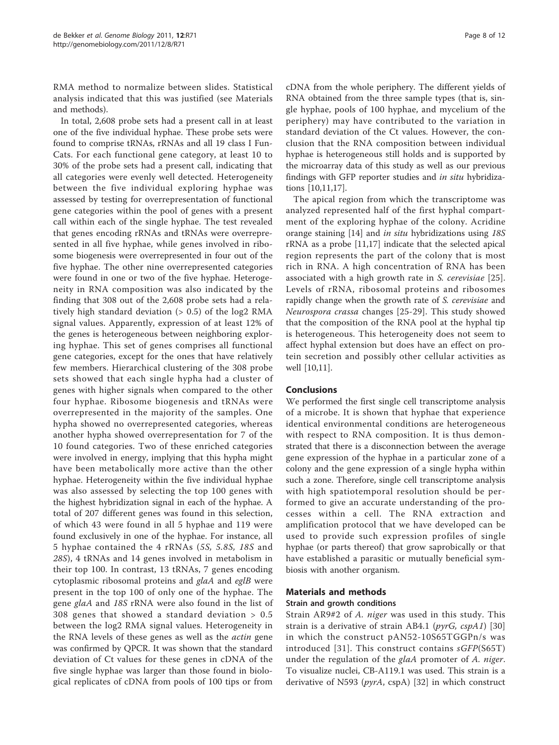RMA method to normalize between slides. Statistical analysis indicated that this was justified (see Materials and methods).

In total, 2,608 probe sets had a present call in at least one of the five individual hyphae. These probe sets were found to comprise tRNAs, rRNAs and all 19 class I FunCats. For each functional gene category, at least 10 to 30% of the probe sets had a present call, indicating that all categories were evenly well detected. Heterogeneity between the five individual exploring hyphae was assessed by testing for overrepresentation of functional gene categories within the pool of genes with a present call within each of the single hyphae. The test revealed that genes encoding rRNAs and tRNAs were overrepresented in all five hyphae, while genes involved in ribosome biogenesis were overrepresented in four out of the five hyphae. The other nine overrepresented categories were found in one or two of the five hyphae. Heterogeneity in RNA composition was also indicated by the finding that 308 out of the 2,608 probe sets had a relatively high standard deviation (> 0.5) of the log2 RMA signal values. Apparently, expression of at least 12% of the genes is heterogeneous between neighboring exploring hyphae. This set of genes comprises all functional gene categories, except for the ones that have relatively few members. Hierarchical clustering of the 308 probe sets showed that each single hypha had a cluster of genes with higher signals when compared to the other four hyphae. Ribosome biogenesis and tRNAs were overrepresented in the majority of the samples. One hypha showed no overrepresented categories, whereas another hypha showed overrepresentation for 7 of the 10 found categories. Two of these enriched categories were involved in energy, implying that this hypha might have been metabolically more active than the other hyphae. Heterogeneity within the five individual hyphae was also assessed by selecting the top 100 genes with the highest hybridization signal in each of the hyphae. A total of 207 different genes was found in this selection, of which 43 were found in all 5 hyphae and 119 were found exclusively in one of the hyphae. For instance, all 5 hyphae contained the 4 rRNAs (*5S*, *5.8S*, *18S* and *28S*), 4 tRNAs and 14 genes involved in metabolism in their top 100. In contrast, 13 tRNAs, 7 genes encoding cytoplasmic ribosomal proteins and *glaA* and *eglB* were present in the top 100 of only one of the hyphae. The gene *glaA* and *18S* rRNA were also found in the list of 308 genes that showed a standard deviation > 0.5 between the log2 RMA signal values. Heterogeneity in the RNA levels of these genes as well as the *actin* gene was confirmed by QPCR. It was shown that the standard deviation of Ct values for these genes in cDNA of the five single hyphae was larger than those found in biological replicates of cDNA from pools of 100 tips or from cDNA from the whole periphery. The different yields of RNA obtained from the three sample types (that is, single hyphae, pools of 100 hyphae, and mycelium of the periphery) may have contributed to the variation in standard deviation of the Ct values. However, the conclusion that the RNA composition between individual hyphae is heterogeneous still holds and is supported by the microarray data of this study as well as our previous findings with GFP reporter studies and *in situ* hybridizations [10,11,17].

The apical region from which the transcriptome was analyzed represented half of the first hyphal compartment of the exploring hyphae of the colony. Acridine orange staining [14] and *in situ* hybridizations using *18S* rRNA as a probe [11,17] indicate that the selected apical region represents the part of the colony that is most rich in RNA. A high concentration of RNA has been associated with a high growth rate in *S. cerevisiae* [25]. Levels of rRNA, ribosomal proteins and ribosomes rapidly change when the growth rate of *S. cerevisiae* and *Neurospora crassa* changes [25-29]. This study showed that the composition of the RNA pool at the hyphal tip is heterogeneous. This heterogeneity does not seem to affect hyphal extension but does have an effect on protein secretion and possibly other cellular activities as well [10,11].

## Conclusions

We performed the first single cell transcriptome analysis of a microbe. It is shown that hyphae that experience identical environmental conditions are heterogeneous with respect to RNA composition. It is thus demonstrated that there is a disconnection between the average gene expression of the hyphae in a particular zone of a colony and the gene expression of a single hypha within such a zone. Therefore, single cell transcriptome analysis with high spatiotemporal resolution should be performed to give an accurate understanding of the processes within a cell. The RNA extraction and amplification protocol that we have developed can be used to provide such expression profiles of single hyphae (or parts thereof) that grow saprobically or that have established a parasitic or mutually beneficial symbiosis with another organism.

## Materials and methods

### Strain and growth conditions

Strain AR9#2 of *A. niger* was used in this study. This strain is a derivative of strain AB4.1 (*pyrG*, *cspA1*) [30] in which the construct pAN52-10S65TGGPn/s was introduced [31]. This construct contains *sGFP*(S65T) under the regulation of the *glaA* promoter of *A. niger*. To visualize nuclei, CB-A119.1 was used. This strain is a derivative of N593 (*pyrA*, cspA) [32] in which construct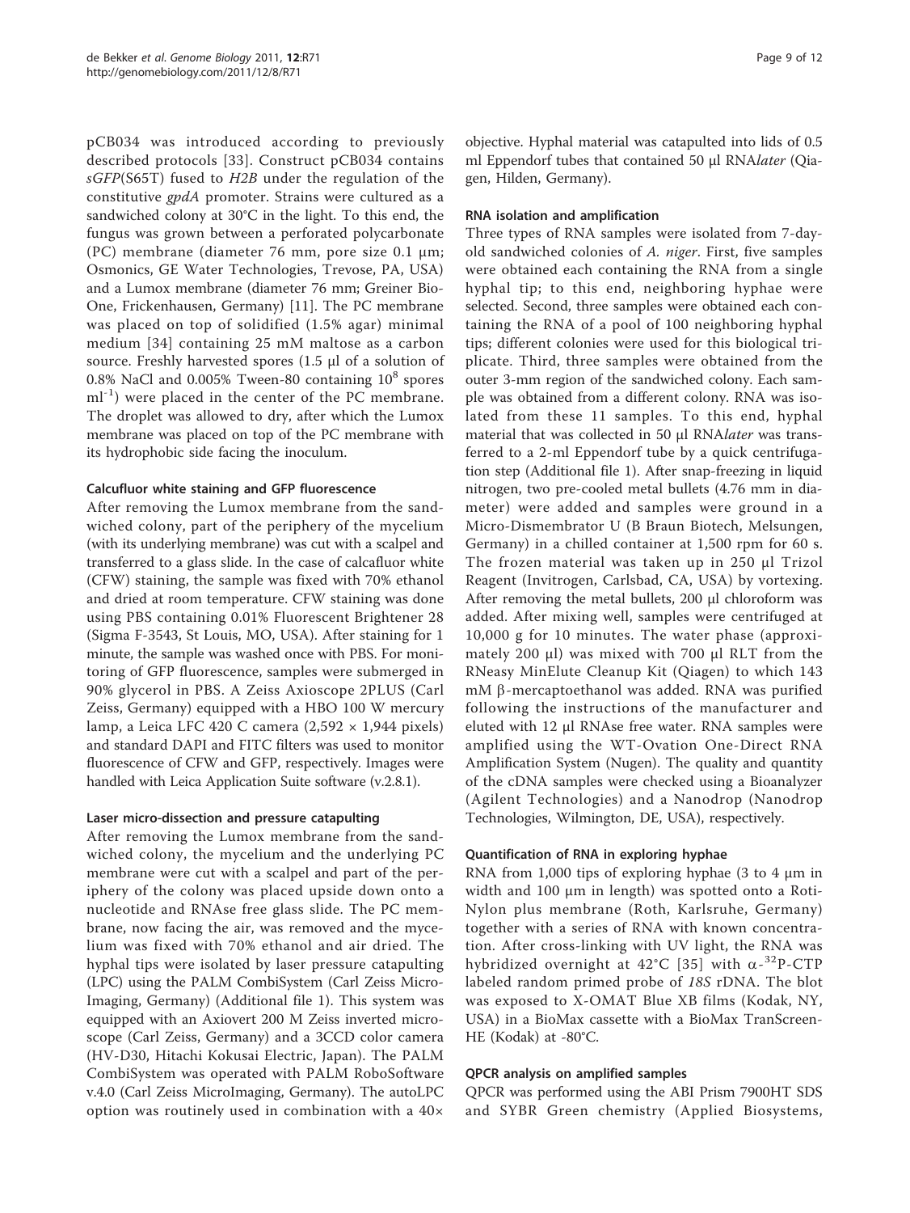pCB034 was introduced according to previously described protocols [33]. Construct pCB034 contains *sGFP*(S65T) fused to *H2B* under the regulation of the constitutive *gpdA* promoter. Strains were cultured as a sandwiched colony at 30°C in the light. To this end, the fungus was grown between a perforated polycarbonate (PC) membrane (diameter 76 mm, pore size 0.1 μm; Osmonics, GE Water Technologies, Trevose, PA, USA) and a Lumox membrane (diameter 76 mm; Greiner Bio-One, Frickenhausen, Germany) [11]. The PC membrane was placed on top of solidified (1.5% agar) minimal medium [34] containing 25 mM maltose as a carbon source. Freshly harvested spores (1.5 μl of a solution of 0.8% NaCl and 0.005% Tween-80 containing $10^8$ spores $ml^{-1}$) were placed in the center of the PC membrane. The droplet was allowed to dry, after which the Lumox membrane was placed on top of the PC membrane with its hydrophobic side facing the inoculum.

#### Calcufluor white staining and GFP fluorescence

After removing the Lumox membrane from the sandwiched colony, part of the periphery of the mycelium (with its underlying membrane) was cut with a scalpel and transferred to a glass slide. In the case of calcafluor white (CFW) staining, the sample was fixed with 70% ethanol and dried at room temperature. CFW staining was done using PBS containing 0.01% Fluorescent Brightener 28 (Sigma F-3543, St Louis, MO, USA). After staining for 1 minute, the sample was washed once with PBS. For monitoring of GFP fluorescence, samples were submerged in 90% glycerol in PBS. A Zeiss Axioscope 2PLUS (Carl Zeiss, Germany) equipped with a HBO 100 W mercury lamp, a Leica LFC 420 C camera (2,592 × 1,944 pixels) and standard DAPI and FITC filters was used to monitor fluorescence of CFW and GFP, respectively. Images were handled with Leica Application Suite software (v.2.8.1).

#### Laser micro-dissection and pressure catapulting

After removing the Lumox membrane from the sandwiched colony, the mycelium and the underlying PC membrane were cut with a scalpel and part of the periphery of the colony was placed upside down onto a nucleotide and RNAse free glass slide. The PC membrane, now facing the air, was removed and the mycelium was fixed with 70% ethanol and air dried. The hyphal tips were isolated by laser pressure catapulting (LPC) using the PALM CombiSystem (Carl Zeiss Micro-Imaging, Germany) (Additional file 1). This system was equipped with an Axiovert 200 M Zeiss inverted microscope (Carl Zeiss, Germany) and a 3CCD color camera (HV-D30, Hitachi Kokusai Electric, Japan). The PALM CombiSystem was operated with PALM RoboSoftware v.4.0 (Carl Zeiss MicroImaging, Germany). The autoLPC option was routinely used in combination with a 40× objective. Hyphal material was catapulted into lids of 0.5 ml Eppendorf tubes that contained 50 μl RNA*later* (Qiagen, Hilden, Germany).

#### RNA isolation and amplification

Three types of RNA samples were isolated from 7-day-old sandwiched colonies of *A. niger*. First, five samples were obtained each containing the RNA from a single hyphal tip; to this end, neighboring hyphae were selected. Second, three samples were obtained each containing the RNA of a pool of 100 neighboring hyphal tips; different colonies were used for this biological triplicate. Third, three samples were obtained from the outer 3-mm region of the sandwiched colony. Each sample was obtained from a different colony. RNA was isolated from these 11 samples. To this end, hyphal material that was collected in 50 μl RNA*later* was transferred to a 2-ml Eppendorf tube by a quick centrifugation step (Additional file 1). After snap-freezing in liquid nitrogen, two pre-cooled metal bullets (4.76 mm in diameter) were added and samples were ground in a Micro-Dismembrator U (B Braun Biotech, Melsungen, Germany) in a chilled container at 1,500 rpm for 60 s. The frozen material was taken up in 250 μl Trizol Reagent (Invitrogen, Carlsbad, CA, USA) by vortexing. After removing the metal bullets, 200 μl chloroform was added. After mixing well, samples were centrifuged at 10,000 g for 10 minutes. The water phase (approximately 200 μl) was mixed with 700 μl RLT from the RNeasy MinElute Cleanup Kit (Qiagen) to which 143 mM β-mercaptoethanol was added. RNA was purified following the instructions of the manufacturer and eluted with 12 μl RNAse free water. RNA samples were amplified using the WT-Ovation One-Direct RNA Amplification System (Nugen). The quality and quantity of the cDNA samples were checked using a Bioanalyzer (Agilent Technologies) and a Nanodrop (Nanodrop Technologies, Wilmington, DE, USA), respectively.

#### Quantification of RNA in exploring hyphae

RNA from 1,000 tips of exploring hyphae (3 to 4 μm in width and 100 μm in length) was spotted onto a Roti-Nylon plus membrane (Roth, Karlsruhe, Germany) together with a series of RNA with known concentration. After cross-linking with UV light, the RNA was hybridized overnight at 42°C [35] with $\alpha$-$^{32}$P-CTP labeled random primed probe of *18S* rDNA. The blot was exposed to X-OMAT Blue XB films (Kodak, NY, USA) in a BioMax cassette with a BioMax TranScreen-HE (Kodak) at -80°C.

#### QPCR analysis on amplified samples

QPCR was performed using the ABI Prism 7900HT SDS and SYBR Green chemistry (Applied Biosystems,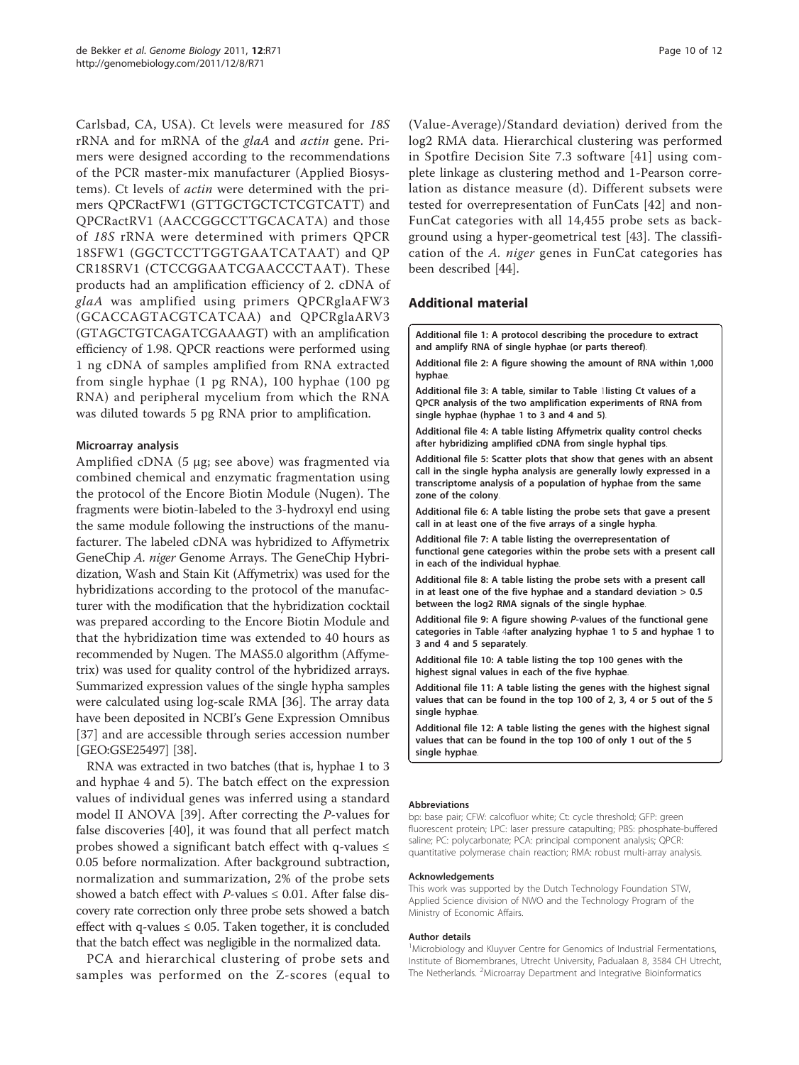Carlsbad, CA, USA). Ct levels were measured for *18S* rRNA and for mRNA of the *glaA* and *actin* gene. Primers were designed according to the recommendations of the PCR master-mix manufacturer (Applied Biosystems). Ct levels of *actin* were determined with the primers QPCRactFW1 (GTTGCTGCTCTCGTCATT) and QPCRactRV1 (AACCGGCCTTGCACATA) and those of *18S* rRNA were determined with primers QPCR 18SFW1 (GGCTCCTTGGTGAATCATAAT) and QP CR18SRV1 (CTCCGGAATCGAACCCTAAT). These products had an amplification efficiency of 2. cDNA of *glaA* was amplified using primers QPCRglaAFW3 (GCACCAGTACGTCATCAA) and QPCRglaARV3 (GTAGCTGTCAGATCGAAAGT) with an amplification efficiency of 1.98. QPCR reactions were performed using 1 ng cDNA of samples amplified from RNA extracted from single hyphae (1 pg RNA), 100 hyphae (100 pg RNA) and peripheral mycelium from which the RNA was diluted towards 5 pg RNA prior to amplification.

### Microarray analysis

Amplified cDNA (5 μg; see above) was fragmented via combined chemical and enzymatic fragmentation using the protocol of the Encore Biotin Module (Nugen). The fragments were biotin-labeled to the 3-hydroxyl end using the same module following the instructions of the manufacturer. The labeled cDNA was hybridized to Affymetrix GeneChip *A. niger* Genome Arrays. The GeneChip Hybridization, Wash and Stain Kit (Affymetrix) was used for the hybridizations according to the protocol of the manufacturer with the modification that the hybridization cocktail was prepared according to the Encore Biotin Module and that the hybridization time was extended to 40 hours as recommended by Nugen. The MAS5.0 algorithm (Affymetrix) was used for quality control of the hybridized arrays. Summarized expression values of the single hypha samples were calculated using log-scale RMA [36]. The array data have been deposited in NCBI's Gene Expression Omnibus [37] and are accessible through series accession number [GEO:GSE25497] [38].

RNA was extracted in two batches (that is, hyphae 1 to 3 and hyphae 4 and 5). The batch effect on the expression values of individual genes was inferred using a standard model II ANOVA [39]. After correcting the *P*-values for false discoveries [40], it was found that all perfect match probes showed a significant batch effect with q-values ≤ 0.05 before normalization. After background subtraction, normalization and summarization, 2% of the probe sets showed a batch effect with *P*-values ≤ 0.01. After false discovery rate correction only three probe sets showed a batch effect with q-values ≤ 0.05. Taken together, it is concluded that the batch effect was negligible in the normalized data.

PCA and hierarchical clustering of probe sets and samples was performed on the Z-scores (equal to (Value-Average)/Standard deviation) derived from the log2 RMA data. Hierarchical clustering was performed in Spotfire Decision Site 7.3 software [41] using complete linkage as clustering method and 1-Pearson correlation as distance measure (d). Different subsets were tested for overrepresentation of FunCats [42] and non-FunCat categories with all 14,455 probe sets as background using a hyper-geometrical test [43]. The classification of the *A. niger* genes in FunCat categories has been described [44].

## Additional material

**Additional file 1: A protocol describing the procedure to extract and amplify RNA of single hyphae (or parts thereof).**

**Additional file 2: A figure showing the amount of RNA within 1,000 hyphae.**

**Additional file 3: A table, similar to Table 1listing Ct values of a QPCR analysis of the two amplification experiments of RNA from single hyphae (hyphae 1 to 3 and 4 and 5).**

**Additional file 4: A table listing Affymetrix quality control checks after hybridizing amplified cDNA from single hyphal tips.**

**Additional file 5: Scatter plots that show that genes with an absent call in the single hypha analysis are generally lowly expressed in a transcriptome analysis of a population of hyphae from the same zone of the colony.**

**Additional file 6: A table listing the probe sets that gave a present call in at least one of the five arrays of a single hypha.**

**Additional file 7: A table listing the overrepresentation of functional gene categories within the probe sets with a present call in each of the individual hyphae.**

**Additional file 8: A table listing the probe sets with a present call in at least one of the five hyphae and a standard deviation > 0.5 between the log2 RMA signals of the single hyphae.**

**Additional file 9: A figure showing *P*-values of the functional gene categories in Table 4after analyzing hyphae 1 to 5 and hyphae 1 to 3 and 4 and 5 separately.**

**Additional file 10: A table listing the top 100 genes with the highest signal values in each of the five hyphae.**

**Additional file 11: A table listing the genes with the highest signal values that can be found in the top 100 of 2, 3, 4 or 5 out of the 5 single hyphae.**

**Additional file 12: A table listing the genes with the highest signal values that can be found in the top 100 of only 1 out of the 5 single hyphae.**

#### Abbreviations

bp: base pair; CFW: calcofluor white; Ct: cycle threshold; GFP: green fluorescent protein; LPC: laser pressure catapulting; PBS: phosphate-buffered saline; PC: polycarbonate; PCA: principal component analysis; QPCR: quantitative polymerase chain reaction; RMA: robust multi-array analysis.

#### Acknowledgements

This work was supported by the Dutch Technology Foundation STW, Applied Science division of NWO and the Technology Program of the Ministry of Economic Affairs.

#### Author details

[1]Microbiology and Kluyver Centre for Genomics of Industrial Fermentations, Institute of Biomembranes, Utrecht University, Padualaan 8, 3584 CH Utrecht, The Netherlands. [2]Microarray Department and Integrative Bioinformatics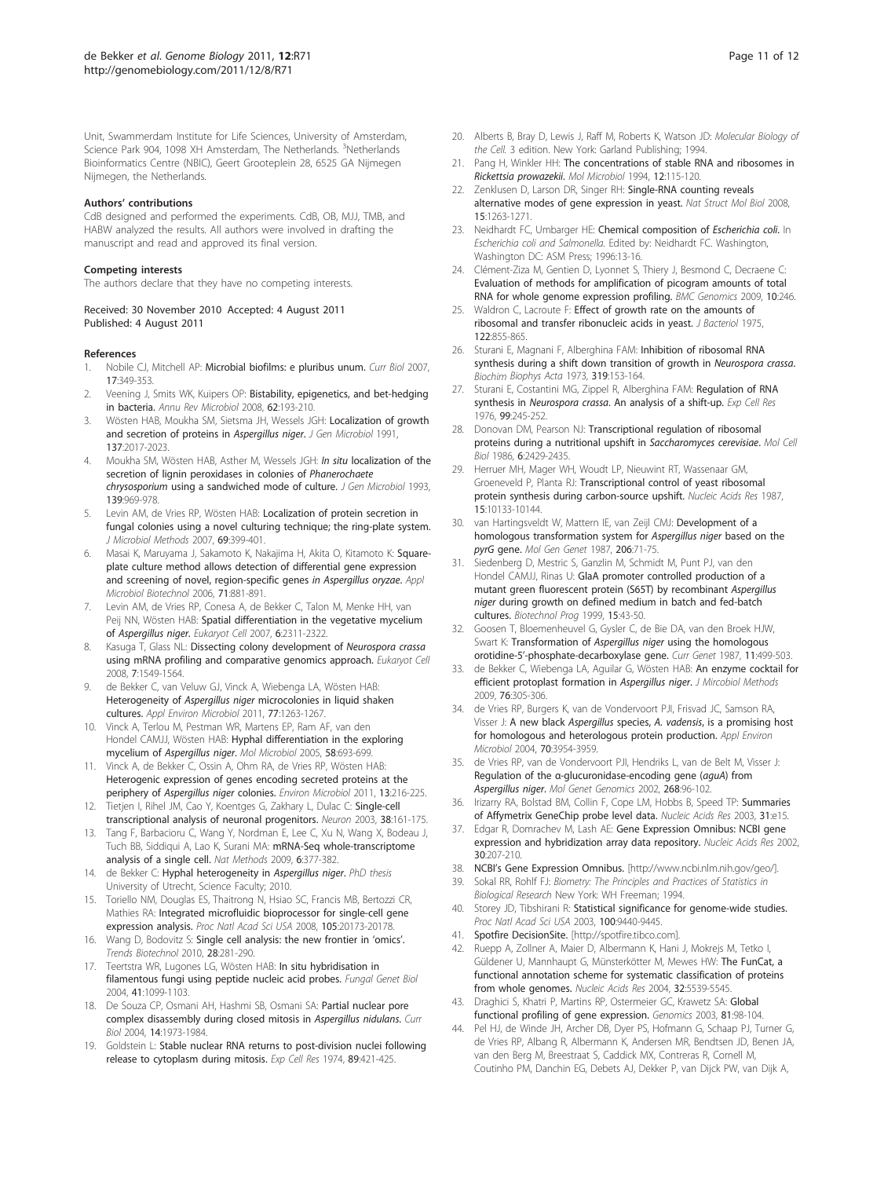Unit, Swammerdam Institute for Life Sciences, University of Amsterdam, Science Park 904, 1098 XH Amsterdam, The Netherlands. [3]Netherlands Bioinformatics Centre (NBIC), Geert Grooteplein 28, 6525 GA Nijmegen Nijmegen, the Netherlands.

#### Authors' contributions

CdB designed and performed the experiments. CdB, OB, MJJ, TMB, and HABW analyzed the results. All authors were involved in drafting the manuscript and read and approved its final version.

#### Competing interests

The authors declare that they have no competing interests.

Received: 30 November 2010 Accepted: 4 August 2011
Published: 4 August 2011

#### References

1. Nobile CJ, Mitchell AP: Microbial biofilms: e pluribus unum. *Curr Biol* 2007, 17:349-353.
2. Veening J, Smits WK, Kuipers OP: Bistability, epigenetics, and bet-hedging in bacteria. *Annu Rev Microbiol* 2008, 62:193-210.
3. Wösten HAB, Moukha SM, Sietsma JH, Wessels JGH: Localization of growth and secretion of proteins in *Aspergillus niger*. *J Gen Microbiol* 1991, 137:2017-2023.
4. Moukha SM, Wösten HAB, Asther M, Wessels JGH: *In situ* localization of the secretion of lignin peroxidases in colonies of *Phanerochaete chrysosporium* using a sandwiched mode of culture. *J Gen Microbiol* 1993, 139:969-978.
5. Levin AM, de Vries RP, Wösten HAB: Localization of protein secretion in fungal colonies using a novel culturing technique; the ring-plate system. *J Microbiol Methods* 2007, 69:399-401.
6. Masai K, Maruyama J, Sakamoto K, Nakajima H, Akita O, Kitamoto K: Square-plate culture method allows detection of differential gene expression and screening of novel, region-specific genes *in Aspergillus oryzae*. *Appl Microbiol Biotechnol* 2006, 71:881-891.
7. Levin AM, de Vries RP, Conesa A, de Bekker C, Talon M, Menke HH, van Peij NN, Wösten HAB: Spatial differentiation in the vegetative mycelium of *Aspergillus niger*. *Eukaryot Cell* 2007, 6:2311-2322.
8. Kasuga T, Glass NL: Dissecting colony development of *Neurospora crassa* using mRNA profiling and comparative genomics approach. *Eukaryot Cell* 2008, 7:1549-1564.
9. de Bekker C, van Veluw GJ, Vinck A, Wiebenga LA, Wösten HAB: Heterogeneity of *Aspergillus niger* microcolonies in liquid shaken cultures. *Appl Environ Microbiol* 2011, 77:1263-1267.
10. Vinck A, Terlou M, Pestman WR, Martens EP, Ram AF, van den Hondel CAMJJ, Wösten HAB: Hyphal differentiation in the exploring mycelium of *Aspergillus niger*. *Mol Microbiol* 2005, 58:693-699.
11. Vinck A, de Bekker C, Ossin A, Ohm RA, de Vries RP, Wösten HAB: Heterogenic expression of genes encoding secreted proteins at the periphery of *Aspergillus niger* colonies. *Environ Microbiol* 2011, 13:216-225.
12. Tietjen I, Rihel JM, Cao Y, Koentges G, Zakhary L, Dulac C: Single-cell transcriptional analysis of neuronal progenitors. *Neuron* 2003, 38:161-175.
13. Tang F, Barbacioru C, Wang Y, Nordman E, Lee C, Xu N, Wang X, Bodeau J, Tuch BB, Siddiqui A, Lao K, Surani MA: mRNA-Seq whole-transcriptome analysis of a single cell. *Nat Methods* 2009, 6:377-382.
14. de Bekker C: Hyphal heterogeneity in *Aspergillus niger*. *PhD thesis* University of Utrecht, Science Faculty; 2010.
15. Toriello NM, Douglas ES, Thaitrong N, Hsiao SC, Francis MB, Bertozzi CR, Mathies RA: Integrated microfluidic bioprocessor for single-cell gene expression analysis. *Proc Natl Acad Sci USA* 2008, 105:20173-20178.
16. Wang D, Bodovitz S: Single cell analysis: the new frontier in 'omics'. *Trends Biotechnol* 2010, 28:281-290.
17. Teertstra WR, Lugones LG, Wösten HAB: In situ hybridisation in filamentous fungi using peptide nucleic acid probes. *Fungal Genet Biol* 2004, 41:1099-1103.
18. De Souza CP, Osmani AH, Hashmi SB, Osmani SA: Partial nuclear pore complex disassembly during closed mitosis in *Aspergillus nidulans*. *Curr Biol* 2004, 14:1973-1984.
19. Goldstein L: Stable nuclear RNA returns to post-division nuclei following release to cytoplasm during mitosis. *Exp Cell Res* 1974, 89:421-425.
20. Alberts B, Bray D, Lewis J, Raff M, Roberts K, Watson JD: *Molecular Biology of the Cell.* 3 edition. New York: Garland Publishing; 1994.
21. Pang H, Winkler HH: The concentrations of stable RNA and ribosomes in *Rickettsia prowazekii*. *Mol Microbiol* 1994, 12:115-120.
22. Zenklusen D, Larson DR, Singer RH: Single-RNA counting reveals alternative modes of gene expression in yeast. *Nat Struct Mol Biol* 2008, 15:1263-1271.
23. Neidhardt FC, Umbarger HE: Chemical composition of *Escherichia coli*. In *Escherichia coli and Salmonella.* Edited by: Neidhardt FC. Washington, Washington DC: ASM Press; 1996:13-16.
24. Clément-Ziza M, Gentien D, Lyonnet S, Thiery J, Besmond C, Decraene C: Evaluation of methods for amplification of picogram amounts of total RNA for whole genome expression profiling. *BMC Genomics* 2009, 10:246.
25. Waldron C, Lacroute F: Effect of growth rate on the amounts of ribosomal and transfer ribonucleic acids in yeast. *J Bacteriol* 1975, 122:855-865.
26. Sturani E, Magnani F, Alberghina FAM: Inhibition of ribosomal RNA synthesis during a shift down transition of growth in *Neurospora crassa*. *Biochim Biophys Acta* 1973, 319:153-164.
27. Sturani E, Costantini MG, Zippel R, Alberghina FAM: Regulation of RNA synthesis in *Neurospora crassa*. An analysis of a shift-up. *Exp Cell Res* 1976, 99:245-252.
28. Donovan DM, Pearson NJ: Transcriptional regulation of ribosomal proteins during a nutritional upshift in *Saccharomyces cerevisiae*. *Mol Cell Biol* 1986, 6:2429-2435.
29. Herruer MH, Mager WH, Woudt LP, Nieuwint RT, Wassenaar GM, Groeneveld P, Planta RJ: Transcriptional control of yeast ribosomal protein synthesis during carbon-source upshift. *Nucleic Acids Res* 1987, 15:10133-10144.
30. van Hartingsveldt W, Mattern IE, van Zeijl CMJ: Development of a homologous transformation system for *Aspergillus niger* based on the *pyrG* gene. *Mol Gen Genet* 1987, 206:71-75.
31. Siedenberg D, Mestric S, Ganzlin M, Schmidt M, Punt PJ, van den Hondel CAMJJ, Rinas U: GlaA promoter controlled production of a mutant green fluorescent protein (S65T) by recombinant *Aspergillus niger* during growth on defined medium in batch and fed-batch cultures. *Biotechnol Prog* 1999, 15:43-50.
32. Goosen T, Bloemenheuvel G, Gysler C, de Bie DA, van den Broek HJW, Swart K: Transformation of *Aspergillus niger* using the homologous orotidine-5'-phosphate-decarboxylase gene. *Curr Genet* 1987, 11:499-503.
33. de Bekker C, Wiebenga LA, Aguilar G, Wösten HAB: An enzyme cocktail for efficient protoplast formation in *Aspergillus niger*. *J Mircobiol Methods* 2009, 76:305-306.
34. de Vries RP, Burgers K, van de Vondervoort PJI, Frisvad JC, Samson RA, Visser J: A new black *Aspergillus* species, *A. vadensis*, is a promising host for homologous and heterologous protein production. *Appl Environ Microbiol* 2004, 70:3954-3959.
35. de Vries RP, van de Vondervoort PJI, Hendriks L, van de Belt M, Visser J: Regulation of the α-glucuronidase-encoding gene (*aguA*) from *Aspergillus niger*. *Mol Genet Genomics* 2002, 268:96-102.
36. Irizarry RA, Bolstad BM, Collin F, Cope LM, Hobbs B, Speed TP: Summaries of Affymetrix GeneChip probe level data. *Nucleic Acids Res* 2003, 31:e15.
37. Edgar R, Domrachev M, Lash AE: Gene Expression Omnibus: NCBI gene expression and hybridization array data repository. *Nucleic Acids Res* 2002, 30:207-210.
38. NCBI's Gene Expression Omnibus. [http://www.ncbi.nlm.nih.gov/geo/].
39. Sokal RR, Rohlf FJ: *Biometry: The Principles and Practices of Statistics in Biological Research* New York: WH Freeman; 1994.
40. Storey JD, Tibshirani R: Statistical significance for genome-wide studies. *Proc Natl Acad Sci USA* 2003, 100:9440-9445.
41. Spotfire DecisionSite. [http://spotfire.tibco.com].
42. Ruepp A, Zollner A, Maier D, Albermann K, Hani J, Mokrejs M, Tetko I, Güldener U, Mannhaupt G, Münsterkötter M, Mewes HW: The FunCat, a functional annotation scheme for systematic classification of proteins from whole genomes. *Nucleic Acids Res* 2004, 32:5539-5545.
43. Draghici S, Khatri P, Martins RP, Ostermeier GC, Krawetz SA: Global functional profiling of gene expression. *Genomics* 2003, 81:98-104.
44. Pel HJ, de Winde JH, Archer DB, Dyer PS, Hofmann G, Schaap PJ, Turner G, de Vries RP, Albang R, Albermann K, Andersen MR, Bendtsen JD, Benen JA, van den Berg M, Breestraat S, Caddick MX, Contreras R, Cornell M, Coutinho PM, Danchin EG, Debets AJ, Dekker P, van Dijck PW, van Dijk A,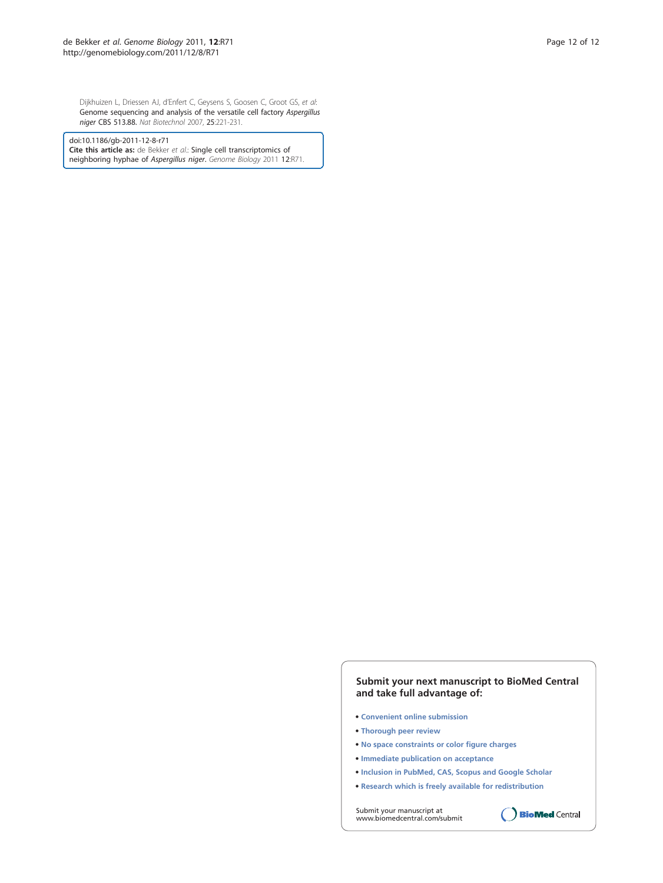Dijkhuizen L, Driessen AJ, d'Enfert C, Geysens S, Goosen C, Groot GS, *et al*: Genome sequencing and analysis of the versatile cell factory *Aspergillus niger* CBS 513.88. *Nat Biotechnol* 2007, **25**:221-231.

doi:10.1186/gb-2011-12-8-r71
**Cite this article as:** de Bekker *et al.*: Single cell transcriptomics of neighboring hyphae of *Aspergillus niger*. *Genome Biology* 2011 **12**:R71.

**Submit your next manuscript to BioMed Central and take full advantage of:**

- **Convenient online submission**
- **Thorough peer review**
- **No space constraints or color figure charges**
- **Immediate publication on acceptance**
- **Inclusion in PubMed, CAS, Scopus and Google Scholar**
- **Research which is freely available for redistribution**

Submit your manuscript at
www.biomedcentral.com/submit

BioMed Central